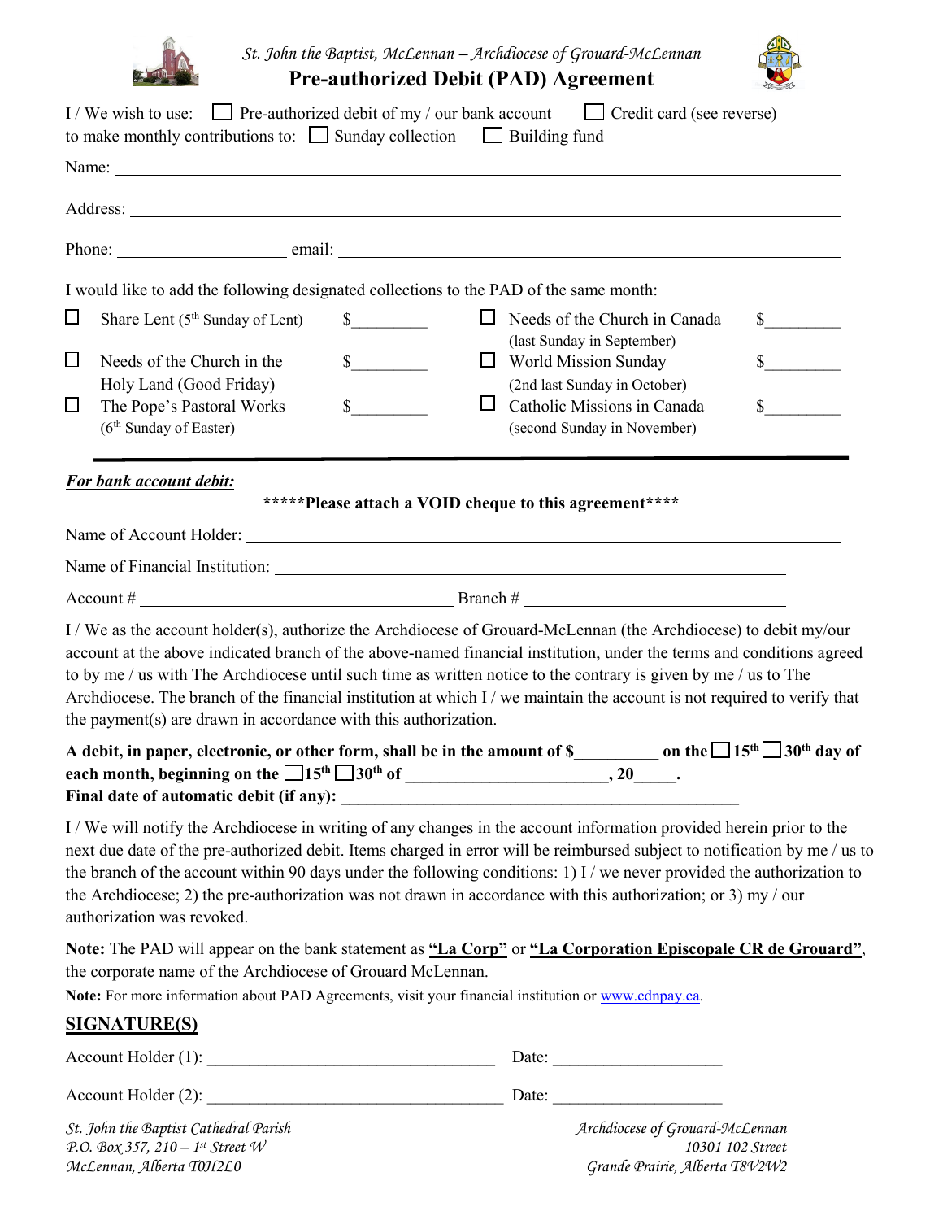St. John the Baptist, McLennan – Archdiocese of Grouard-McLennan

# Pre-authorized Debit (PAD) Agreement

I / We wish to use: ☐ Pre-authorized debit of my / our bank account ☐ Credit card (see reverse)
to make monthly contributions to: ☐ Sunday collection ☐ Building fund

Name: ______________________________________________________________

Address: ______________________________________________________________

Phone: ____________________ email: ______________________________________________

I would like to add the following designated collections to the PAD of the same month:

| | | | | | |
|---|---|---|---|---|---|
| ☐ | Share Lent (5th Sunday of Lent) | $_________ | ☐ | Needs of the Church in Canada (last Sunday in September) | $_________ |
| ☐ | Needs of the Church in the Holy Land (Good Friday) | $_________ | ☐ | World Mission Sunday (2nd last Sunday in October) | $_________ |
| ☐ | The Pope's Pastoral Works (6th Sunday of Easter) | $_________ | ☐ | Catholic Missions in Canada (second Sunday in November) | $_________ |

***For bank account debit:***

**\*\*\*\*\*Please attach a VOID cheque to this agreement\*\*\*\***

Name of Account Holder: ______________________________________________

Name of Financial Institution: ______________________________________________

Account # ______________________________ Branch # ______________________________

I / We as the account holder(s), authorize the Archdiocese of Grouard-McLennan (the Archdiocese) to debit my/our account at the above indicated branch of the above-named financial institution, under the terms and conditions agreed to by me / us with The Archdiocese until such time as written notice to the contrary is given by me / us to The Archdiocese. The branch of the financial institution at which I / we maintain the account is not required to verify that the payment(s) are drawn in accordance with this authorization.

**A debit, in paper, electronic, or other form, shall be in the amount of $__________ on the ☐15th ☐30th day of each month, beginning on the ☐15th ☐30th of _______________________, 20_____.**
**Final date of automatic debit (if any): _____________________________________________**

I / We will notify the Archdiocese in writing of any changes in the account information provided herein prior to the next due date of the pre-authorized debit. Items charged in error will be reimbursed subject to notification by me / us to the branch of the account within 90 days under the following conditions: 1) I / we never provided the authorization to the Archdiocese; 2) the pre-authorization was not drawn in accordance with this authorization; or 3) my / our authorization was revoked.

**Note:** The PAD will appear on the bank statement as **"La Corp"** or **"La Corporation Episcopale CR de Grouard"**, the corporate name of the Archdiocese of Grouard McLennan.

**Note:** For more information about PAD Agreements, visit your financial institution or www.cdnpay.ca.

## SIGNATURE(S)

Account Holder (1): ________________________________ Date: ____________________

Account Holder (2): ________________________________ Date: ____________________

*St. John the Baptist Cathedral Parish*
*P.O. Box 357, 210 – 1st Street W*
*McLennan, Alberta T0H2L0*

*Archdiocese of Grouard-McLennan*
*10301 102 Street*
*Grande Prairie, Alberta T8V2W2*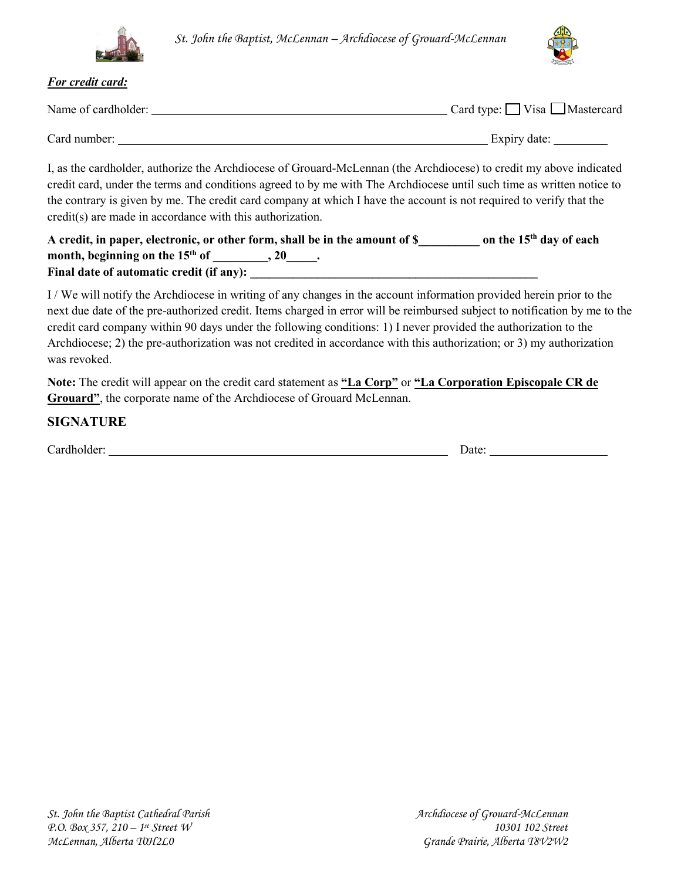***For credit card:***

Name of cardholder: ______________________________________________ Card type: ☐ Visa ☐ Mastercard

Card number: __________________________________________________________ Expiry date: ________

I, as the cardholder, authorize the Archdiocese of Grouard-McLennan (the Archdiocese) to credit my above indicated credit card, under the terms and conditions agreed to by me with The Archdiocese until such time as written notice to the contrary is given by me. The credit card company at which I have the account is not required to verify that the credit(s) are made in accordance with this authorization.

**A credit, in paper, electronic, or other form, shall be in the amount of $__________ on the 15th day of each month, beginning on the 15th of _________, 20_____.**
**Final date of automatic credit (if any): _________________________________________________**

I / We will notify the Archdiocese in writing of any changes in the account information provided herein prior to the next due date of the pre-authorized credit. Items charged in error will be reimbursed subject to notification by me to the credit card company within 90 days under the following conditions: 1) I never provided the authorization to the Archdiocese; 2) the pre-authorization was not credited in accordance with this authorization; or 3) my authorization was revoked.

**Note:** The credit will appear on the credit card statement as **"La Corp"** or **"La Corporation Episcopale CR de Grouard"**, the corporate name of the Archdiocese of Grouard McLennan.

## SIGNATURE

Cardholder: _______________________________________________ Date: __________________

*St. John the Baptist Cathedral Parish*
*P.O. Box 357, 210 – 1st Street W*
*McLennan, Alberta T0H2L0*

*Archdiocese of Grouard-McLennan*
*10301 102 Street*
*Grande Prairie, Alberta T8V2W2*